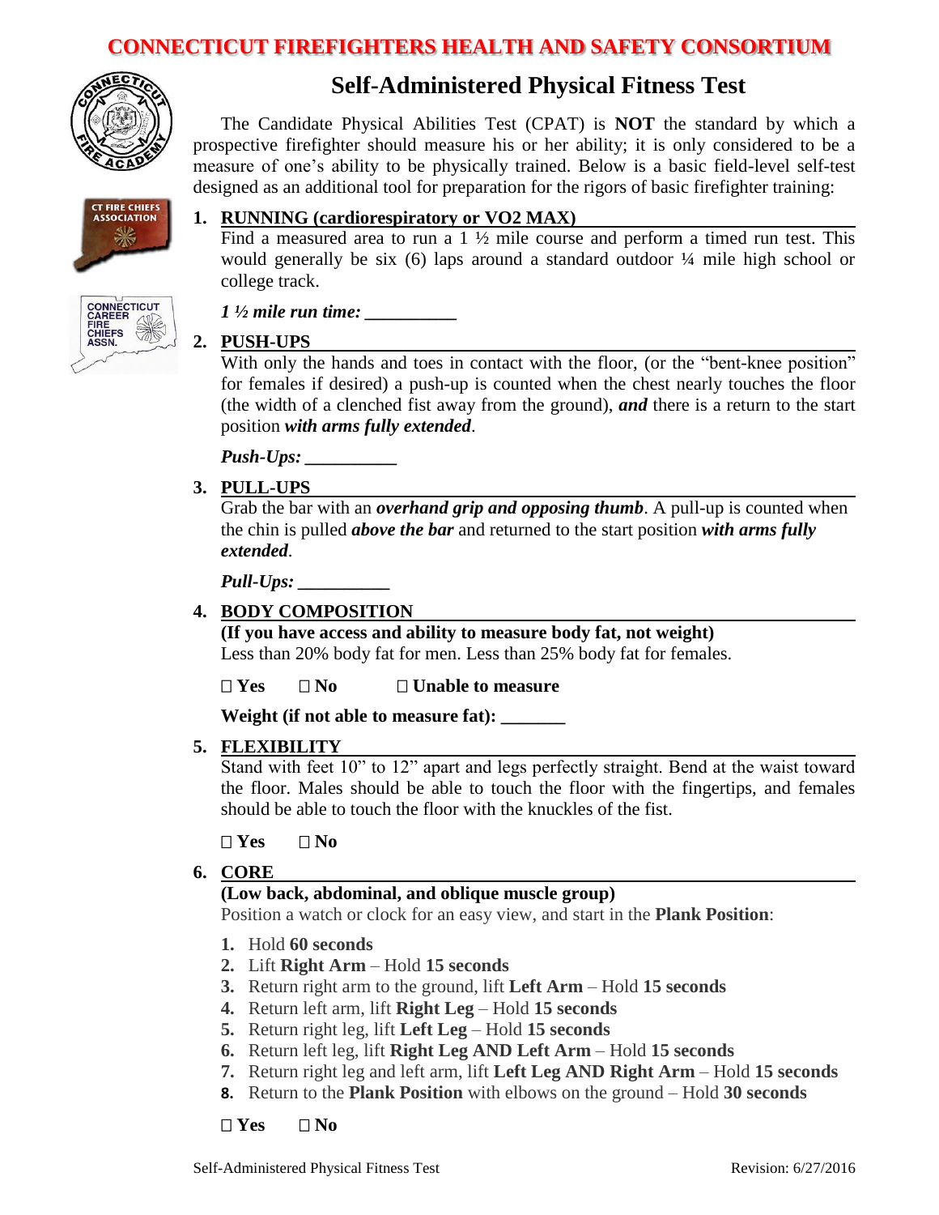# CONNECTICUT FIREFIGHTERS HEALTH AND SAFETY CONSORTIUM

## Self-Administered Physical Fitness Test

The Candidate Physical Abilities Test (CPAT) is **NOT** the standard by which a prospective firefighter should measure his or her ability; it is only considered to be a measure of one's ability to be physically trained. Below is a basic field-level self-test designed as an additional tool for preparation for the rigors of basic firefighter training:

### 1. RUNNING (cardiorespiratory or VO2 MAX)

Find a measured area to run a 1 ½ mile course and perform a timed run test. This would generally be six (6) laps around a standard outdoor ¼ mile high school or college track.

***1 ½ mile run time: __________***

### 2. PUSH-UPS

With only the hands and toes in contact with the floor, (or the "bent-knee position" for females if desired) a push-up is counted when the chest nearly touches the floor (the width of a clenched fist away from the ground), ***and*** there is a return to the start position ***with arms fully extended***.

***Push-Ups: __________***

### 3. PULL-UPS

Grab the bar with an ***overhand grip and opposing thumb***. A pull-up is counted when the chin is pulled ***above the bar*** and returned to the start position ***with arms fully extended***.

***Pull-Ups: __________***

### 4. BODY COMPOSITION

**(If you have access and ability to measure body fat, not weight)**

Less than 20% body fat for men. Less than 25% body fat for females.

☐ **Yes** ☐ **No** ☐ **Unable to measure**

**Weight (if not able to measure fat): _______**

### 5. FLEXIBILITY

Stand with feet 10" to 12" apart and legs perfectly straight. Bend at the waist toward the floor. Males should be able to touch the floor with the fingertips, and females should be able to touch the floor with the knuckles of the fist.

☐ **Yes** ☐ **No**

### 6. CORE

**(Low back, abdominal, and oblique muscle group)**

Position a watch or clock for an easy view, and start in the **Plank Position**:

1. Hold **60 seconds**
2. Lift **Right Arm** – Hold **15 seconds**
3. Return right arm to the ground, lift **Left Arm** – Hold **15 seconds**
4. Return left arm, lift **Right Leg** – Hold **15 seconds**
5. Return right leg, lift **Left Leg** – Hold **15 seconds**
6. Return left leg, lift **Right Leg AND Left Arm** – Hold **15 seconds**
7. Return right leg and left arm, lift **Left Leg AND Right Arm** – Hold **15 seconds**
8. Return to the **Plank Position** with elbows on the ground – Hold **30 seconds**

☐ **Yes** ☐ **No**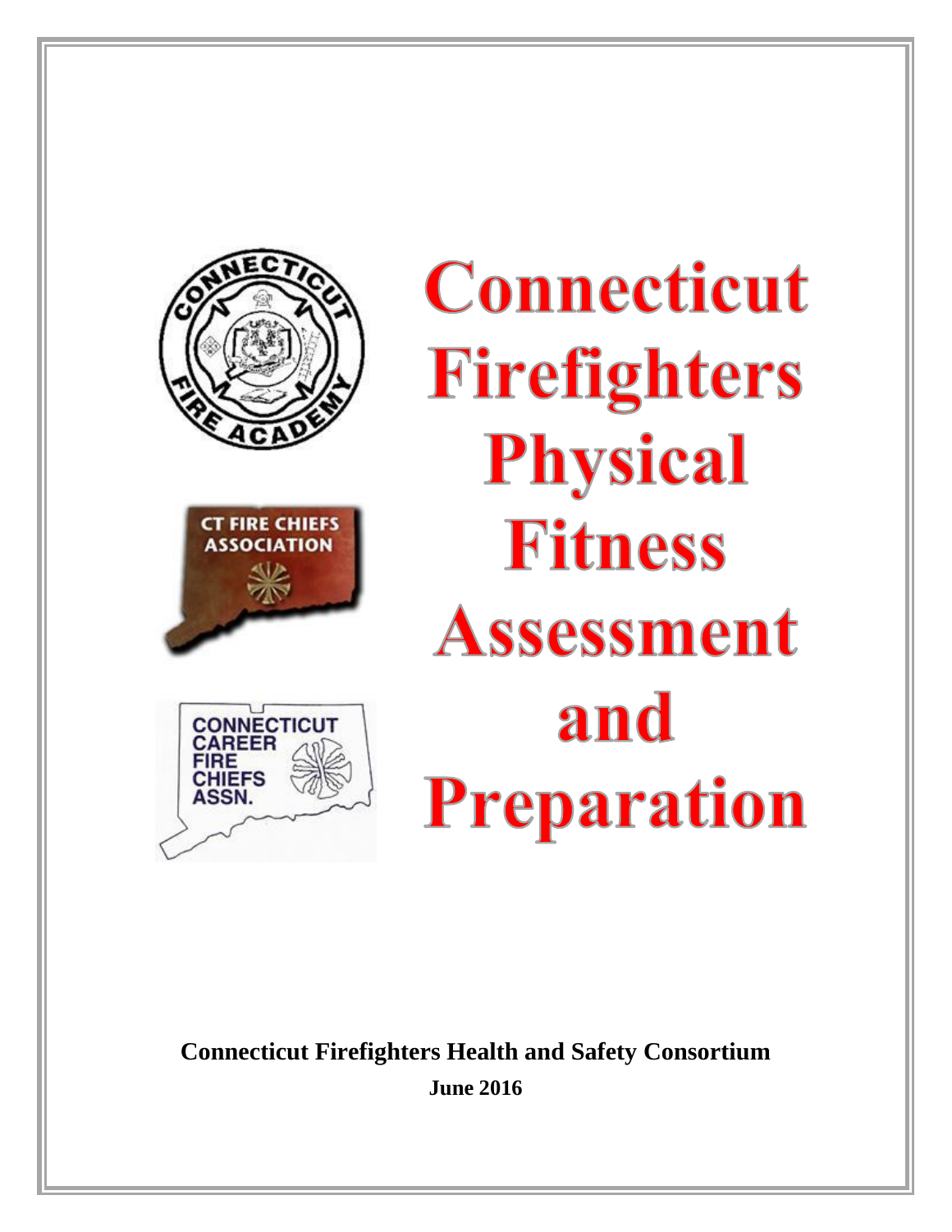# Connecticut Firefighters Physical Fitness Assessment and Preparation

**Connecticut Firefighters Health and Safety Consortium**

**June 2016**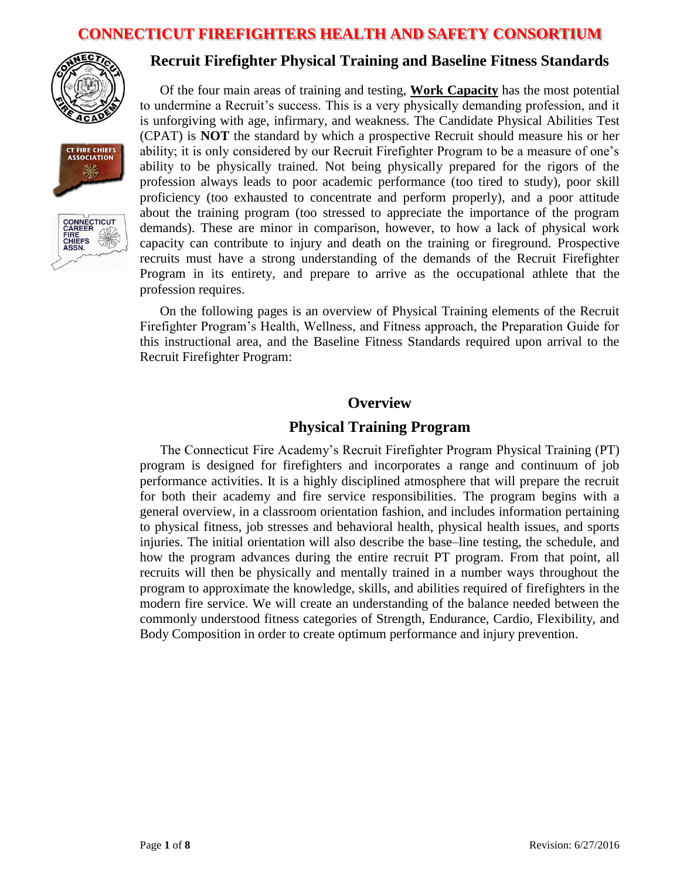# CONNECTICUT FIREFIGHTERS HEALTH AND SAFETY CONSORTIUM

## Recruit Firefighter Physical Training and Baseline Fitness Standards

Of the four main areas of training and testing, **Work Capacity** has the most potential to undermine a Recruit's success. This is a very physically demanding profession, and it is unforgiving with age, infirmary, and weakness. The Candidate Physical Abilities Test (CPAT) is **NOT** the standard by which a prospective Recruit should measure his or her ability; it is only considered by our Recruit Firefighter Program to be a measure of one's ability to be physically trained. Not being physically prepared for the rigors of the profession always leads to poor academic performance (too tired to study), poor skill proficiency (too exhausted to concentrate and perform properly), and a poor attitude about the training program (too stressed to appreciate the importance of the program demands). These are minor in comparison, however, to how a lack of physical work capacity can contribute to injury and death on the training or fireground. Prospective recruits must have a strong understanding of the demands of the Recruit Firefighter Program in its entirety, and prepare to arrive as the occupational athlete that the profession requires.

On the following pages is an overview of Physical Training elements of the Recruit Firefighter Program's Health, Wellness, and Fitness approach, the Preparation Guide for this instructional area, and the Baseline Fitness Standards required upon arrival to the Recruit Firefighter Program:

## Overview

## Physical Training Program

The Connecticut Fire Academy's Recruit Firefighter Program Physical Training (PT) program is designed for firefighters and incorporates a range and continuum of job performance activities. It is a highly disciplined atmosphere that will prepare the recruit for both their academy and fire service responsibilities. The program begins with a general overview, in a classroom orientation fashion, and includes information pertaining to physical fitness, job stresses and behavioral health, physical health issues, and sports injuries. The initial orientation will also describe the base–line testing, the schedule, and how the program advances during the entire recruit PT program. From that point, all recruits will then be physically and mentally trained in a number ways throughout the program to approximate the knowledge, skills, and abilities required of firefighters in the modern fire service. We will create an understanding of the balance needed between the commonly understood fitness categories of Strength, Endurance, Cardio, Flexibility, and Body Composition in order to create optimum performance and injury prevention.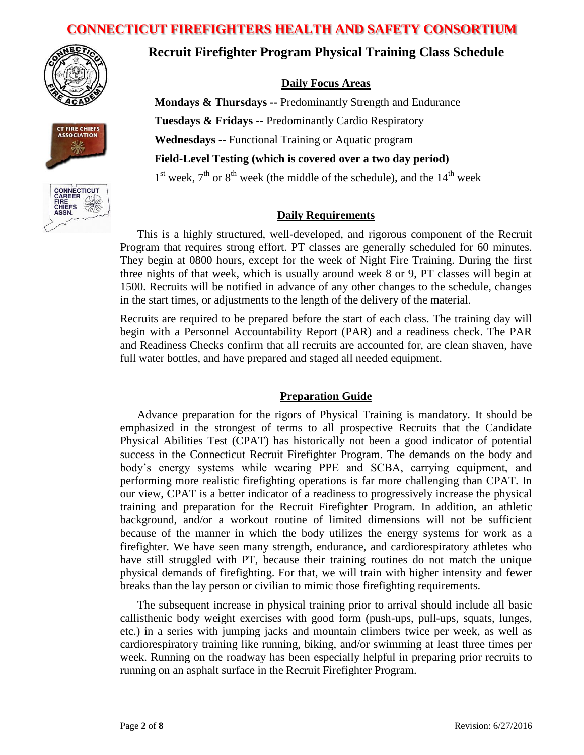# CONNECTICUT FIREFIGHTERS HEALTH AND SAFETY CONSORTIUM

## Recruit Firefighter Program Physical Training Class Schedule

### Daily Focus Areas

**Mondays & Thursdays --** Predominantly Strength and Endurance

**Tuesdays & Fridays --** Predominantly Cardio Respiratory

**Wednesdays --** Functional Training or Aquatic program

**Field-Level Testing (which is covered over a two day period)**

1st week, 7th or 8th week (the middle of the schedule), and the 14th week

### Daily Requirements

This is a highly structured, well-developed, and rigorous component of the Recruit Program that requires strong effort. PT classes are generally scheduled for 60 minutes. They begin at 0800 hours, except for the week of Night Fire Training. During the first three nights of that week, which is usually around week 8 or 9, PT classes will begin at 1500. Recruits will be notified in advance of any other changes to the schedule, changes in the start times, or adjustments to the length of the delivery of the material.

Recruits are required to be prepared before the start of each class. The training day will begin with a Personnel Accountability Report (PAR) and a readiness check. The PAR and Readiness Checks confirm that all recruits are accounted for, are clean shaven, have full water bottles, and have prepared and staged all needed equipment.

### Preparation Guide

Advance preparation for the rigors of Physical Training is mandatory. It should be emphasized in the strongest of terms to all prospective Recruits that the Candidate Physical Abilities Test (CPAT) has historically not been a good indicator of potential success in the Connecticut Recruit Firefighter Program. The demands on the body and body's energy systems while wearing PPE and SCBA, carrying equipment, and performing more realistic firefighting operations is far more challenging than CPAT. In our view, CPAT is a better indicator of a readiness to progressively increase the physical training and preparation for the Recruit Firefighter Program. In addition, an athletic background, and/or a workout routine of limited dimensions will not be sufficient because of the manner in which the body utilizes the energy systems for work as a firefighter. We have seen many strength, endurance, and cardiorespiratory athletes who have still struggled with PT, because their training routines do not match the unique physical demands of firefighting. For that, we will train with higher intensity and fewer breaks than the lay person or civilian to mimic those firefighting requirements.

The subsequent increase in physical training prior to arrival should include all basic callisthenic body weight exercises with good form (push-ups, pull-ups, squats, lunges, etc.) in a series with jumping jacks and mountain climbers twice per week, as well as cardiorespiratory training like running, biking, and/or swimming at least three times per week. Running on the roadway has been especially helpful in preparing prior recruits to running on an asphalt surface in the Recruit Firefighter Program.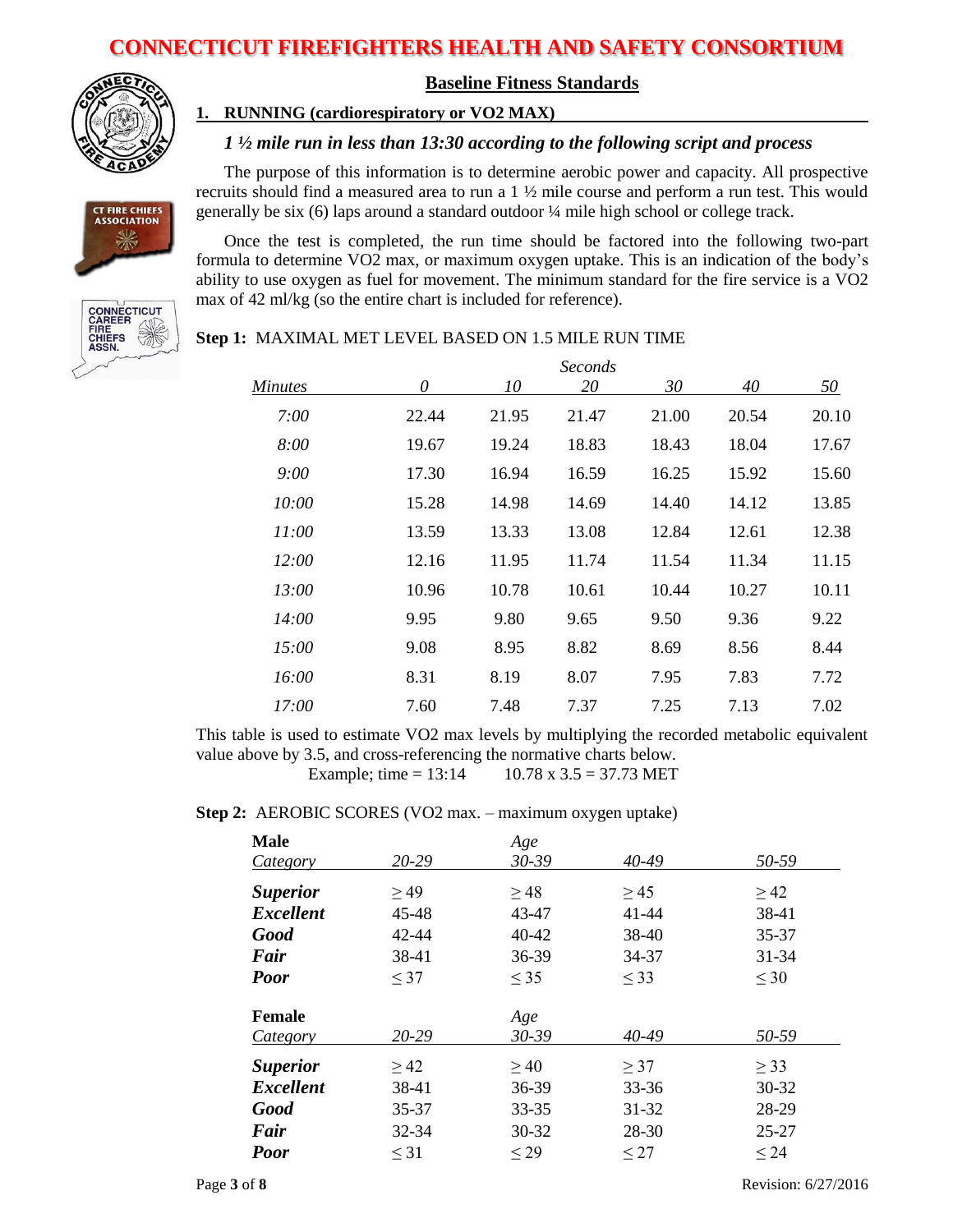# CONNECTICUT FIREFIGHTERS HEALTH AND SAFETY CONSORTIUM

## Baseline Fitness Standards

### 1. RUNNING (cardiorespiratory or VO2 MAX)

***1 ½ mile run in less than 13:30 according to the following script and process***

The purpose of this information is to determine aerobic power and capacity. All prospective recruits should find a measured area to run a 1 ½ mile course and perform a run test. This would generally be six (6) laps around a standard outdoor ¼ mile high school or college track.

Once the test is completed, the run time should be factored into the following two-part formula to determine VO2 max, or maximum oxygen uptake. This is an indication of the body's ability to use oxygen as fuel for movement. The minimum standard for the fire service is a VO2 max of 42 ml/kg (so the entire chart is included for reference).

**Step 1:** MAXIMAL MET LEVEL BASED ON 1.5 MILE RUN TIME

| | *Seconds* | | | | | |
|---|---|---|---|---|---|---|
| *Minutes* | *0* | *10* | *20* | *30* | *40* | *50* |
| *7:00* | 22.44 | 21.95 | 21.47 | 21.00 | 20.54 | 20.10 |
| *8:00* | 19.67 | 19.24 | 18.83 | 18.43 | 18.04 | 17.67 |
| *9:00* | 17.30 | 16.94 | 16.59 | 16.25 | 15.92 | 15.60 |
| *10:00* | 15.28 | 14.98 | 14.69 | 14.40 | 14.12 | 13.85 |
| *11:00* | 13.59 | 13.33 | 13.08 | 12.84 | 12.61 | 12.38 |
| *12:00* | 12.16 | 11.95 | 11.74 | 11.54 | 11.34 | 11.15 |
| *13:00* | 10.96 | 10.78 | 10.61 | 10.44 | 10.27 | 10.11 |
| *14:00* | 9.95 | 9.80 | 9.65 | 9.50 | 9.36 | 9.22 |
| *15:00* | 9.08 | 8.95 | 8.82 | 8.69 | 8.56 | 8.44 |
| *16:00* | 8.31 | 8.19 | 8.07 | 7.95 | 7.83 | 7.72 |
| *17:00* | 7.60 | 7.48 | 7.37 | 7.25 | 7.13 | 7.02 |

This table is used to estimate VO2 max levels by multiplying the recorded metabolic equivalent value above by 3.5, and cross-referencing the normative charts below.

Example; time = 13:14    10.78 x 3.5 = 37.73 MET

**Step 2:** AEROBIC SCORES (VO2 max. – maximum oxygen uptake)

| **Male** | | *Age* | | |
|---|---|---|---|---|
| *Category* | *20-29* | *30-39* | *40-49* | *50-59* |
| ***Superior*** | ≥ 49 | ≥ 48 | ≥ 45 | ≥ 42 |
| ***Excellent*** | 45-48 | 43-47 | 41-44 | 38-41 |
| ***Good*** | 42-44 | 40-42 | 38-40 | 35-37 |
| ***Fair*** | 38-41 | 36-39 | 34-37 | 31-34 |
| ***Poor*** | ≤ 37 | ≤ 35 | ≤ 33 | ≤ 30 |

| **Female** | | *Age* | | |
|---|---|---|---|---|
| *Category* | *20-29* | *30-39* | *40-49* | *50-59* |
| ***Superior*** | ≥ 42 | ≥ 40 | ≥ 37 | ≥ 33 |
| ***Excellent*** | 38-41 | 36-39 | 33-36 | 30-32 |
| ***Good*** | 35-37 | 33-35 | 31-32 | 28-29 |
| ***Fair*** | 32-34 | 30-32 | 28-30 | 25-27 |
| ***Poor*** | ≤ 31 | ≤ 29 | ≤ 27 | ≤ 24 |

Revision: 6/27/2016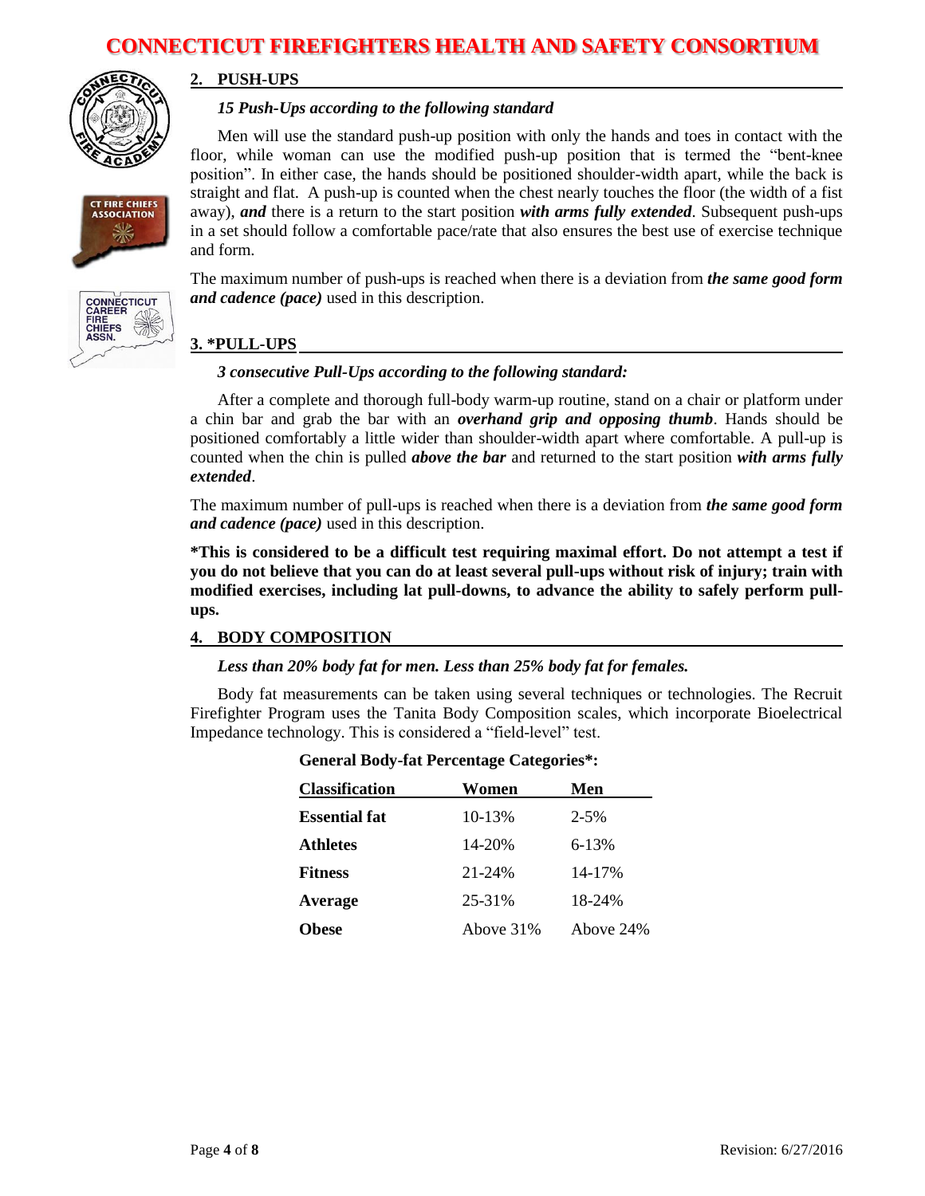## 2. PUSH-UPS

*15 Push-Ups according to the following standard*

Men will use the standard push-up position with only the hands and toes in contact with the floor, while woman can use the modified push-up position that is termed the "bent-knee position". In either case, the hands should be positioned shoulder-width apart, while the back is straight and flat. A push-up is counted when the chest nearly touches the floor (the width of a fist away), ***and*** there is a return to the start position ***with arms fully extended***. Subsequent push-ups in a set should follow a comfortable pace/rate that also ensures the best use of exercise technique and form.

The maximum number of push-ups is reached when there is a deviation from ***the same good form and cadence (pace)*** used in this description.

## 3. *PULL-UPS

*3 consecutive Pull-Ups according to the following standard:*

After a complete and thorough full-body warm-up routine, stand on a chair or platform under a chin bar and grab the bar with an ***overhand grip and opposing thumb***. Hands should be positioned comfortably a little wider than shoulder-width apart where comfortable. A pull-up is counted when the chin is pulled ***above the bar*** and returned to the start position ***with arms fully extended***.

The maximum number of pull-ups is reached when there is a deviation from ***the same good form and cadence (pace)*** used in this description.

**\*This is considered to be a difficult test requiring maximal effort. Do not attempt a test if you do not believe that you can do at least several pull-ups without risk of injury; train with modified exercises, including lat pull-downs, to advance the ability to safely perform pull-ups.**

## 4. BODY COMPOSITION

*Less than 20% body fat for men. Less than 25% body fat for females.*

Body fat measurements can be taken using several techniques or technologies. The Recruit Firefighter Program uses the Tanita Body Composition scales, which incorporate Bioelectrical Impedance technology. This is considered a "field-level" test.

**General Body-fat Percentage Categories\*:**

| Classification | Women | Men |
|---|---|---|
| **Essential fat** | 10-13% | 2-5% |
| **Athletes** | 14-20% | 6-13% |
| **Fitness** | 21-24% | 14-17% |
| **Average** | 25-31% | 18-24% |
| **Obese** | Above 31% | Above 24% |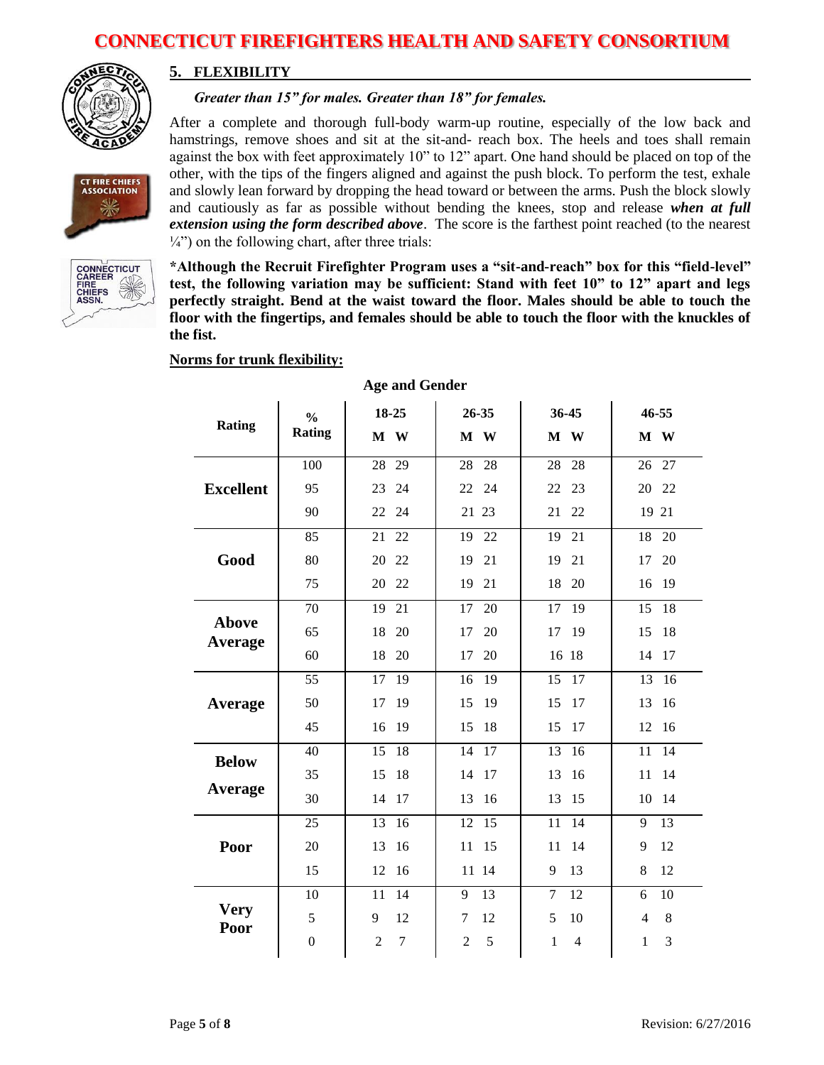## 5. FLEXIBILITY

*Greater than 15" for males. Greater than 18" for females.*

After a complete and thorough full-body warm-up routine, especially of the low back and hamstrings, remove shoes and sit at the sit-and- reach box. The heels and toes shall remain against the box with feet approximately 10" to 12" apart. One hand should be placed on top of the other, with the tips of the fingers aligned and against the push block. To perform the test, exhale and slowly lean forward by dropping the head toward or between the arms. Push the block slowly and cautiously as far as possible without bending the knees, stop and release ***when at full extension using the form described above***. The score is the farthest point reached (to the nearest ¼") on the following chart, after three trials:

**\*Although the Recruit Firefighter Program uses a "sit-and-reach" box for this "field-level" test, the following variation may be sufficient: Stand with feet 10" to 12" apart and legs perfectly straight. Bend at the waist toward the floor. Males should be able to touch the floor with the fingertips, and females should be able to touch the floor with the knuckles of the fist.**

**Norms for trunk flexibility:**

**Age and Gender**

| Rating | % Rating | 18-25 M | 18-25 W | 26-35 M | 26-35 W | 36-45 M | 36-45 W | 46-55 M | 46-55 W |
|---|---|---|---|---|---|---|---|---|---|
| Excellent | 100 | 28 | 29 | 28 | 28 | 28 | 28 | 26 | 27 |
| | 95 | 23 | 24 | 22 | 24 | 22 | 23 | 20 | 22 |
| | 90 | 22 | 24 | 21 | 23 | 21 | 22 | 19 | 21 |
| Good | 85 | 21 | 22 | 19 | 22 | 19 | 21 | 18 | 20 |
| | 80 | 20 | 22 | 19 | 21 | 19 | 21 | 17 | 20 |
| | 75 | 20 | 22 | 19 | 21 | 18 | 20 | 16 | 19 |
| Above Average | 70 | 19 | 21 | 17 | 20 | 17 | 19 | 15 | 18 |
| | 65 | 18 | 20 | 17 | 20 | 17 | 19 | 15 | 18 |
| | 60 | 18 | 20 | 17 | 20 | 16 | 18 | 14 | 17 |
| Average | 55 | 17 | 19 | 16 | 19 | 15 | 17 | 13 | 16 |
| | 50 | 17 | 19 | 15 | 19 | 15 | 17 | 13 | 16 |
| | 45 | 16 | 19 | 15 | 18 | 15 | 17 | 12 | 16 |
| Below Average | 40 | 15 | 18 | 14 | 17 | 13 | 16 | 11 | 14 |
| | 35 | 15 | 18 | 14 | 17 | 13 | 16 | 11 | 14 |
| | 30 | 14 | 17 | 13 | 16 | 13 | 15 | 10 | 14 |
| Poor | 25 | 13 | 16 | 12 | 15 | 11 | 14 | 9 | 13 |
| | 20 | 13 | 16 | 11 | 15 | 11 | 14 | 9 | 12 |
| | 15 | 12 | 16 | 11 | 14 | 9 | 13 | 8 | 12 |
| Very Poor | 10 | 11 | 14 | 9 | 13 | 7 | 12 | 6 | 10 |
| | 5 | 9 | 12 | 7 | 12 | 5 | 10 | 4 | 8 |
| | 0 | 2 | 7 | 2 | 5 | 1 | 4 | 1 | 3 |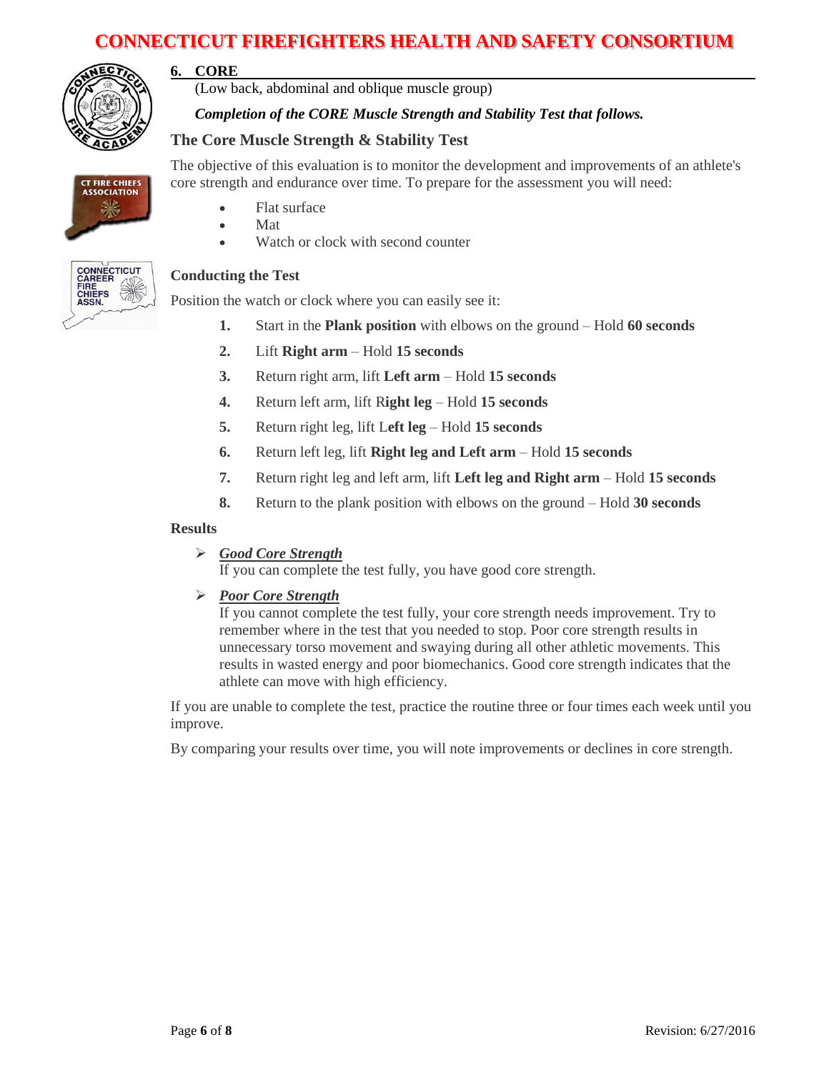## 6. CORE

(Low back, abdominal and oblique muscle group)

***Completion of the CORE Muscle Strength and Stability Test that follows.***

### The Core Muscle Strength & Stability Test

The objective of this evaluation is to monitor the development and improvements of an athlete's core strength and endurance over time. To prepare for the assessment you will need:

- Flat surface
- Mat
- Watch or clock with second counter

#### Conducting the Test

Position the watch or clock where you can easily see it:

1. Start in the **Plank position** with elbows on the ground – Hold **60 seconds**
2. Lift **Right arm** – Hold **15 seconds**
3. Return right arm, lift **Left arm** – Hold **15 seconds**
4. Return left arm, lift R**ight leg** – Hold **15 seconds**
5. Return right leg, lift L**eft leg** – Hold **15 seconds**
6. Return left leg, lift **Right leg and Left arm** – Hold **15 seconds**
7. Return right leg and left arm, lift **Left leg and Right arm** – Hold **15 seconds**
8. Return to the plank position with elbows on the ground – Hold **30 seconds**

#### Results

- ***Good Core Strength***
  If you can complete the test fully, you have good core strength.
- ***Poor Core Strength***
  If you cannot complete the test fully, your core strength needs improvement. Try to remember where in the test that you needed to stop. Poor core strength results in unnecessary torso movement and swaying during all other athletic movements. This results in wasted energy and poor biomechanics. Good core strength indicates that the athlete can move with high efficiency.

If you are unable to complete the test, practice the routine three or four times each week until you improve.

By comparing your results over time, you will note improvements or declines in core strength.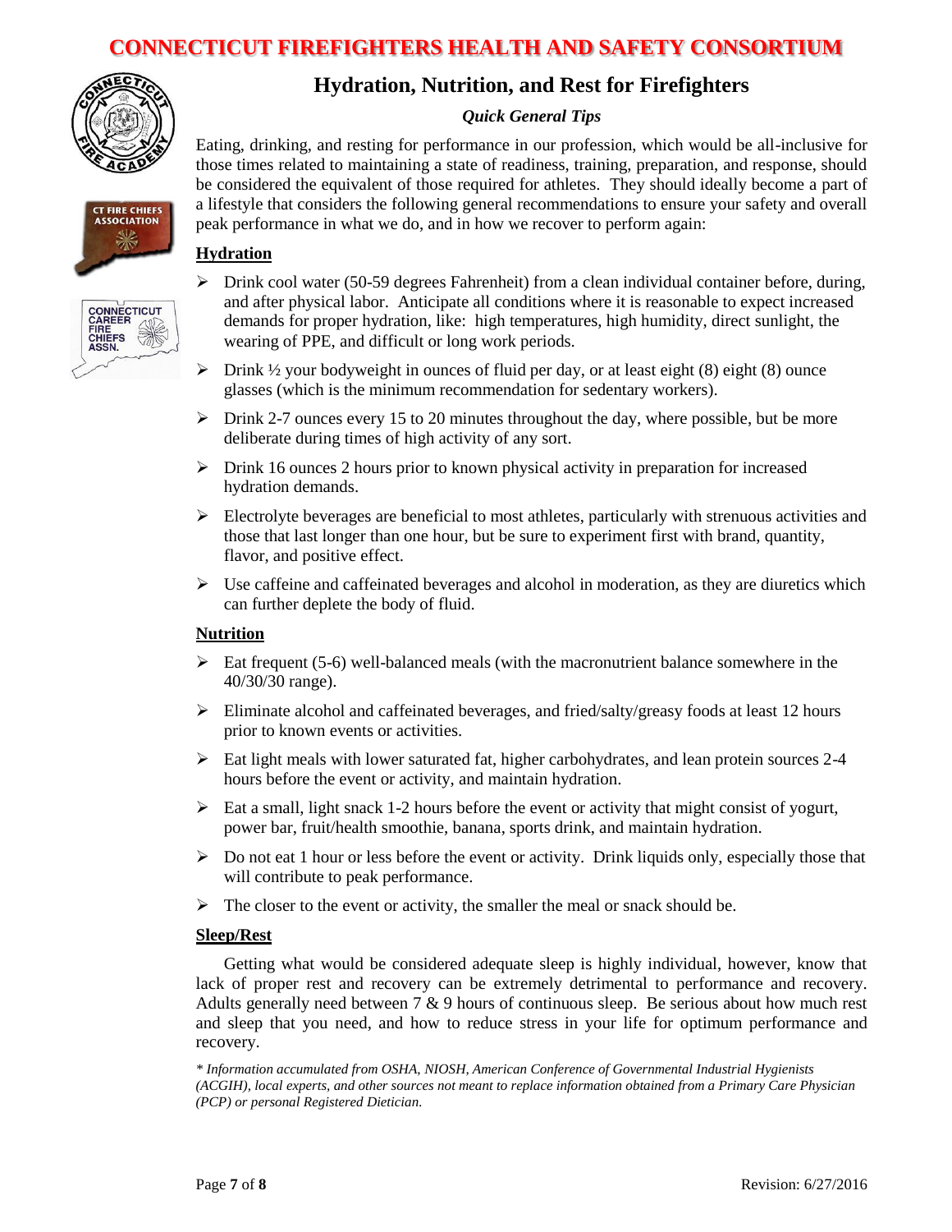# CONNECTICUT FIREFIGHTERS HEALTH AND SAFETY CONSORTIUM

## Hydration, Nutrition, and Rest for Firefighters

*Quick General Tips*

Eating, drinking, and resting for performance in our profession, which would be all-inclusive for those times related to maintaining a state of readiness, training, preparation, and response, should be considered the equivalent of those required for athletes. They should ideally become a part of a lifestyle that considers the following general recommendations to ensure your safety and overall peak performance in what we do, and in how we recover to perform again:

### Hydration

- Drink cool water (50-59 degrees Fahrenheit) from a clean individual container before, during, and after physical labor. Anticipate all conditions where it is reasonable to expect increased demands for proper hydration, like: high temperatures, high humidity, direct sunlight, the wearing of PPE, and difficult or long work periods.
- Drink ½ your bodyweight in ounces of fluid per day, or at least eight (8) eight (8) ounce glasses (which is the minimum recommendation for sedentary workers).
- Drink 2-7 ounces every 15 to 20 minutes throughout the day, where possible, but be more deliberate during times of high activity of any sort.
- Drink 16 ounces 2 hours prior to known physical activity in preparation for increased hydration demands.
- Electrolyte beverages are beneficial to most athletes, particularly with strenuous activities and those that last longer than one hour, but be sure to experiment first with brand, quantity, flavor, and positive effect.
- Use caffeine and caffeinated beverages and alcohol in moderation, as they are diuretics which can further deplete the body of fluid.

### Nutrition

- Eat frequent (5-6) well-balanced meals (with the macronutrient balance somewhere in the 40/30/30 range).
- Eliminate alcohol and caffeinated beverages, and fried/salty/greasy foods at least 12 hours prior to known events or activities.
- Eat light meals with lower saturated fat, higher carbohydrates, and lean protein sources 2-4 hours before the event or activity, and maintain hydration.
- Eat a small, light snack 1-2 hours before the event or activity that might consist of yogurt, power bar, fruit/health smoothie, banana, sports drink, and maintain hydration.
- Do not eat 1 hour or less before the event or activity. Drink liquids only, especially those that will contribute to peak performance.
- The closer to the event or activity, the smaller the meal or snack should be.

### Sleep/Rest

Getting what would be considered adequate sleep is highly individual, however, know that lack of proper rest and recovery can be extremely detrimental to performance and recovery. Adults generally need between 7 & 9 hours of continuous sleep. Be serious about how much rest and sleep that you need, and how to reduce stress in your life for optimum performance and recovery.

*\* Information accumulated from OSHA, NIOSH, American Conference of Governmental Industrial Hygienists (ACGIH), local experts, and other sources not meant to replace information obtained from a Primary Care Physician (PCP) or personal Registered Dietician.*

Revision: 6/27/2016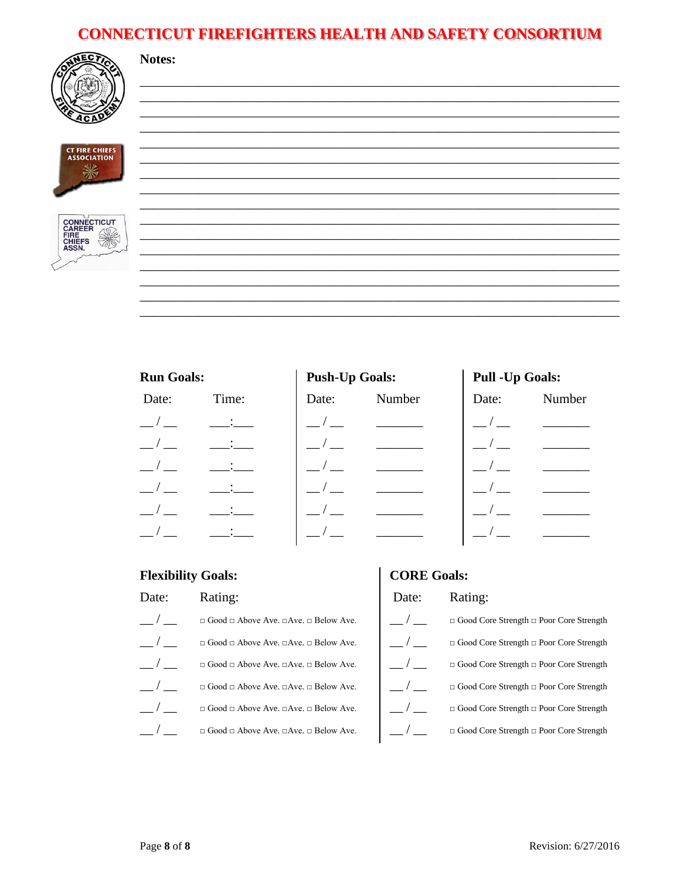**Notes:**

________________________________________________________________________________
________________________________________________________________________________
________________________________________________________________________________
________________________________________________________________________________
________________________________________________________________________________
________________________________________________________________________________
________________________________________________________________________________
________________________________________________________________________________
________________________________________________________________________________
________________________________________________________________________________
________________________________________________________________________________
________________________________________________________________________________
________________________________________________________________________________
________________________________________________________________________________
________________________________________________________________________________
________________________________________________________________________________

**Run Goals:**

| Date: | Time: |
|---|---|
| __ / __ | ___:___ |
| __ / __ | ___:___ |
| __ / __ | ___:___ |
| __ / __ | ___:___ |
| __ / __ | ___:___ |
| __ / __ | ___:___ |

**Push-Up Goals:**

| Date: | Number |
|---|---|
| __ / __ | _______ |
| __ / __ | _______ |
| __ / __ | _______ |
| __ / __ | _______ |
| __ / __ | _______ |
| __ / __ | _______ |

**Pull -Up Goals:**

| Date: | Number |
|---|---|
| __ / __ | _______ |
| __ / __ | _______ |
| __ / __ | _______ |
| __ / __ | _______ |
| __ / __ | _______ |
| __ / __ | _______ |

**Flexibility Goals:**

| Date: | Rating: |
|---|---|
| __ / __ | □ Good □ Above Ave. □Ave. □ Below Ave. |
| __ / __ | □ Good □ Above Ave. □Ave. □ Below Ave. |
| __ / __ | □ Good □ Above Ave. □Ave. □ Below Ave. |
| __ / __ | □ Good □ Above Ave. □Ave. □ Below Ave. |
| __ / __ | □ Good □ Above Ave. □Ave. □ Below Ave. |
| __ / __ | □ Good □ Above Ave. □Ave. □ Below Ave. |

**CORE Goals:**

| Date: | Rating: |
|---|---|
| __ / __ | □ Good Core Strength □ Poor Core Strength |
| __ / __ | □ Good Core Strength □ Poor Core Strength |
| __ / __ | □ Good Core Strength □ Poor Core Strength |
| __ / __ | □ Good Core Strength □ Poor Core Strength |
| __ / __ | □ Good Core Strength □ Poor Core Strength |
| __ / __ | □ Good Core Strength □ Poor Core Strength |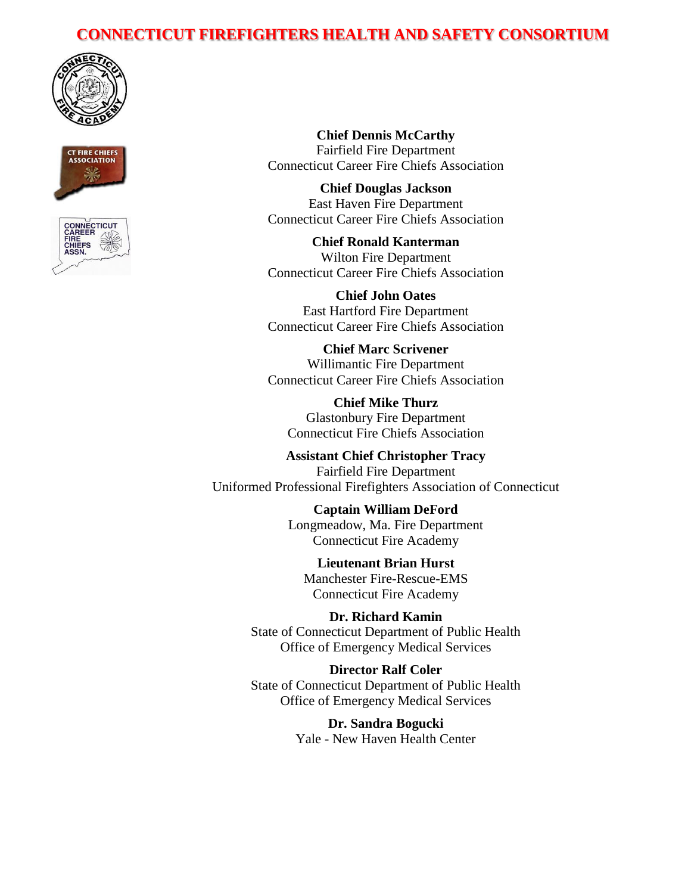# CONNECTICUT FIREFIGHTERS HEALTH AND SAFETY CONSORTIUM

**Chief Dennis McCarthy**
Fairfield Fire Department
Connecticut Career Fire Chiefs Association

**Chief Douglas Jackson**
East Haven Fire Department
Connecticut Career Fire Chiefs Association

**Chief Ronald Kanterman**
Wilton Fire Department
Connecticut Career Fire Chiefs Association

**Chief John Oates**
East Hartford Fire Department
Connecticut Career Fire Chiefs Association

**Chief Marc Scrivener**
Willimantic Fire Department
Connecticut Career Fire Chiefs Association

**Chief Mike Thurz**
Glastonbury Fire Department
Connecticut Fire Chiefs Association

**Assistant Chief Christopher Tracy**
Fairfield Fire Department
Uniformed Professional Firefighters Association of Connecticut

**Captain William DeFord**
Longmeadow, Ma. Fire Department
Connecticut Fire Academy

**Lieutenant Brian Hurst**
Manchester Fire-Rescue-EMS
Connecticut Fire Academy

**Dr. Richard Kamin**
State of Connecticut Department of Public Health
Office of Emergency Medical Services

**Director Ralf Coler**
State of Connecticut Department of Public Health
Office of Emergency Medical Services

**Dr. Sandra Bogucki**
Yale - New Haven Health Center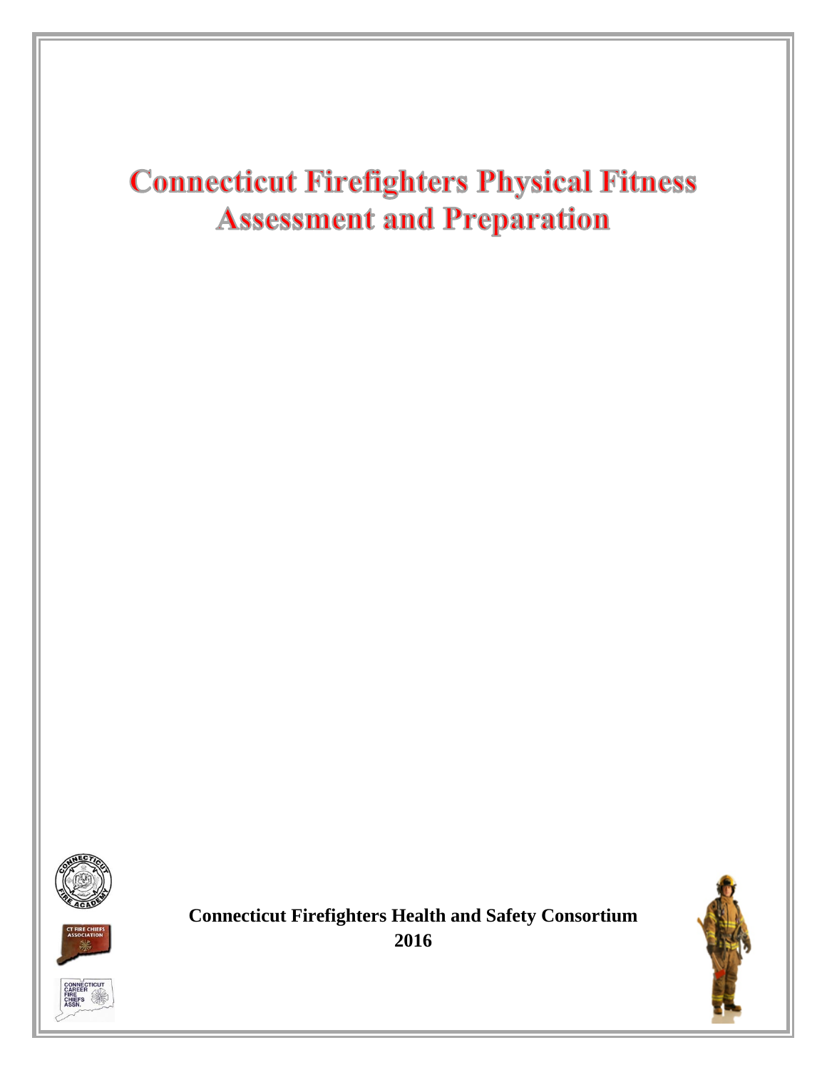# Connecticut Firefighters Physical Fitness Assessment and Preparation

**Connecticut Firefighters Health and Safety Consortium**

**2016**